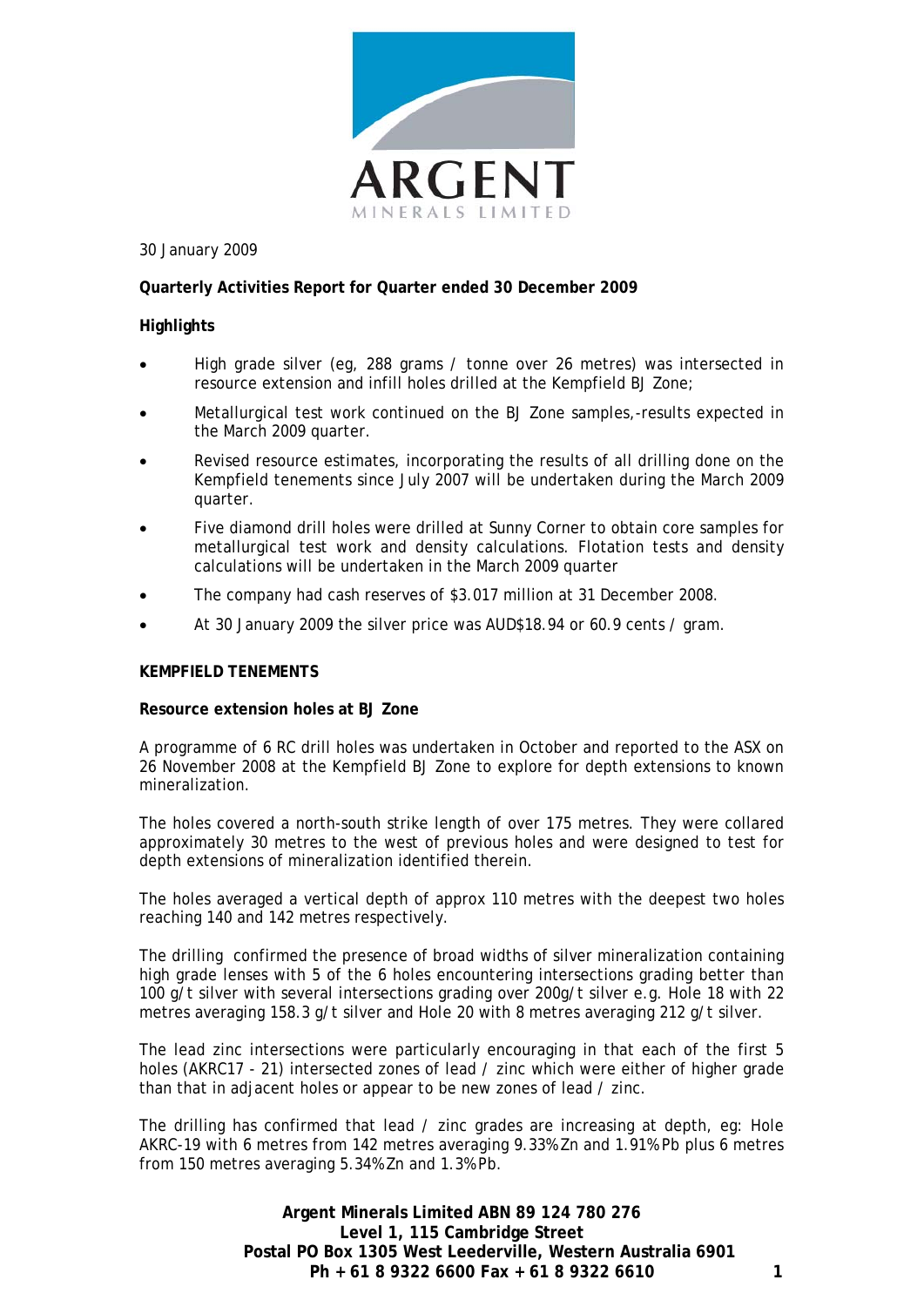30 January 2009

**Quarterly Activities Report for Quarter ended 30 December 2009**

**Highlights**

- High grade silver (eg, 288 grams / tonne over 26 metres) was intersected in resource extension and infill holes drilled at the Kempfield BJ Zone;
- Metallurgical test work continued on the BJ Zone samples,-results expected in the March 2009 quarter.
- Revised resource estimates, incorporating the results of all drilling done on the Kempfield tenements since July 2007 will be undertaken during the March 2009 quarter.
- Five diamond drill holes were drilled at Sunny Corner to obtain core samples for metallurgical test work and density calculations. Flotation tests and density calculations will be undertaken in the March 2009 quarter
- The company had cash reserves of $3.017 million at 31 December 2008.
- At 30 January 2009 the silver price was AUD$18.94 or 60.9 cents / gram.

**KEMPFIELD TENEMENTS**

**Resource extension holes at BJ Zone**

A programme of 6 RC drill holes was undertaken in October and reported to the ASX on 26 November 2008 at the Kempfield BJ Zone to explore for depth extensions to known mineralization.

The holes covered a north-south strike length of over 175 metres. They were collared approximately 30 metres to the west of previous holes and were designed to test for depth extensions of mineralization identified therein.

The holes averaged a vertical depth of approx 110 metres with the deepest two holes reaching 140 and 142 metres respectively.

The drilling confirmed the presence of broad widths of silver mineralization containing high grade lenses with 5 of the 6 holes encountering intersections grading better than 100 g/t silver with several intersections grading over 200g/t silver e.g. Hole 18 with 22 metres averaging 158.3 g/t silver and Hole 20 with 8 metres averaging 212 g/t silver.

The lead zinc intersections were particularly encouraging in that each of the first 5 holes (AKRC17 - 21) intersected zones of lead / zinc which were either of higher grade than that in adjacent holes or appear to be new zones of lead / zinc.

The drilling has confirmed that lead / zinc grades are increasing at depth, eg: Hole AKRC-19 with 6 metres from 142 metres averaging 9.33% Zn and 1.91% Pb plus 6 metres from 150 metres averaging 5.34% Zn and 1.3% Pb.

**Argent Minerals Limited ABN 89 124 780 276**
**Level 1, 115 Cambridge Street**
**Postal PO Box 1305 West Leederville, Western Australia 6901**
**Ph + 61 8 9322 6600 Fax + 61 8 9322 6610**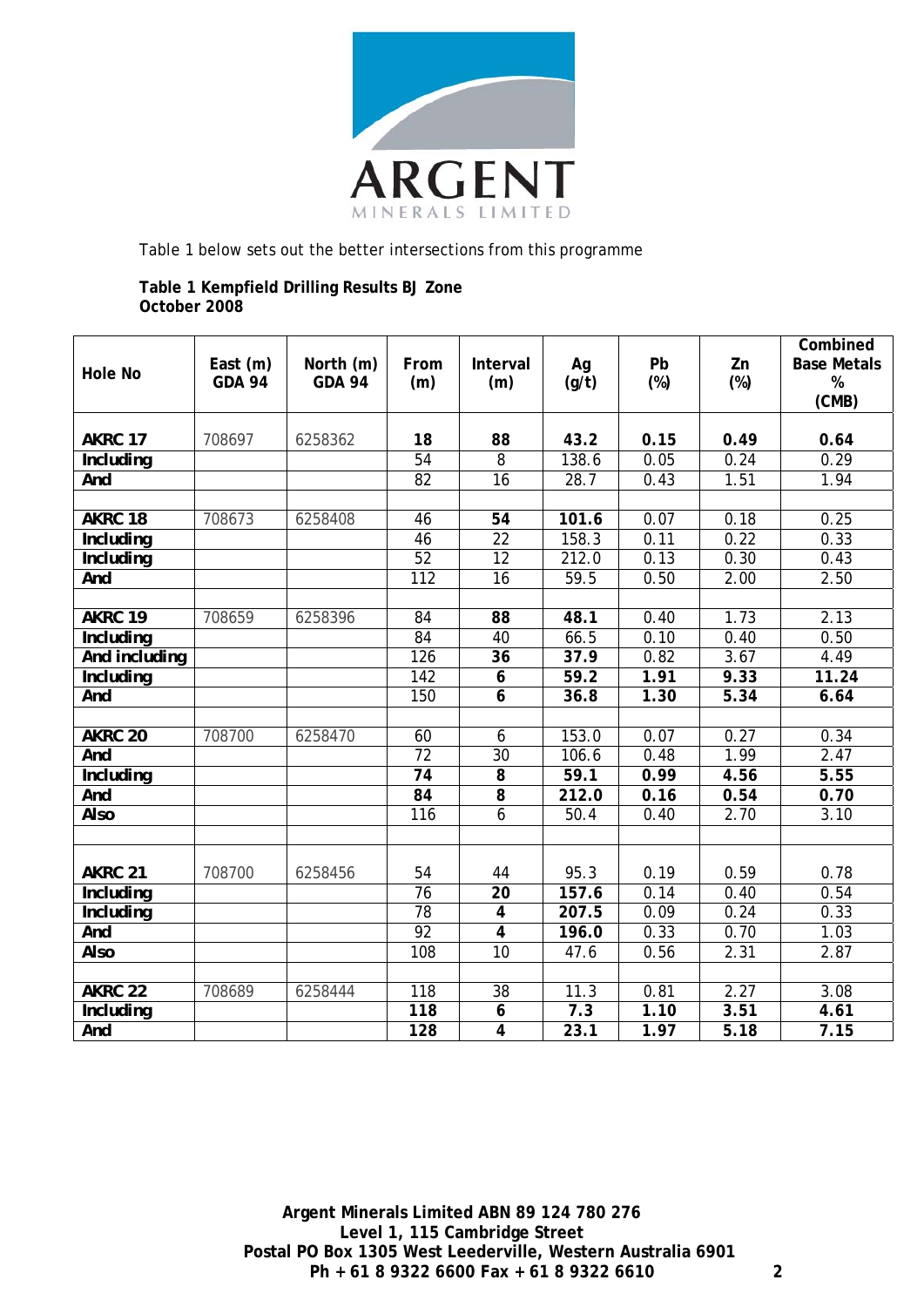Table 1 below sets out the better intersections from this programme

**Table 1 Kempfield Drilling Results BJ Zone**
**October 2008**

| Hole No | East (m) GDA 94 | North (m) GDA 94 | From (m) | Interval (m) | Ag (g/t) | Pb (%) | Zn (%) | Combined Base Metals % (CMB) |
|---|---|---|---|---|---|---|---|---|
| **AKRC 17** | 708697 | 6258362 | **18** | **88** | **43.2** | **0.15** | **0.49** | **0.64** |
| **Including** | | | 54 | 8 | 138.6 | 0.05 | 0.24 | 0.29 |
| **And** | | | 82 | 16 | 28.7 | 0.43 | 1.51 | 1.94 |
| | | | | | | | | |
| **AKRC 18** | 708673 | 6258408 | 46 | **54** | **101.6** | 0.07 | 0.18 | 0.25 |
| **Including** | | | 46 | 22 | 158.3 | 0.11 | 0.22 | 0.33 |
| **Including** | | | 52 | 12 | 212.0 | 0.13 | 0.30 | 0.43 |
| **And** | | | 112 | 16 | 59.5 | 0.50 | 2.00 | 2.50 |
| | | | | | | | | |
| **AKRC 19** | 708659 | 6258396 | 84 | **88** | **48.1** | 0.40 | 1.73 | 2.13 |
| **Including** | | | 84 | 40 | 66.5 | 0.10 | 0.40 | 0.50 |
| **And including** | | | 126 | **36** | 37.9 | 0.82 | 3.67 | 4.49 |
| **Including** | | | 142 | **6** | 59.2 | **1.91** | **9.33** | **11.24** |
| **And** | | | 150 | **6** | 36.8 | **1.30** | **5.34** | **6.64** |
| | | | | | | | | |
| **AKRC 20** | 708700 | 6258470 | 60 | 6 | 153.0 | 0.07 | 0.27 | 0.34 |
| **And** | | | 72 | 30 | 106.6 | 0.48 | 1.99 | 2.47 |
| **Including** | | | **74** | **8** | **59.1** | **0.99** | **4.56** | **5.55** |
| **And** | | | **84** | **8** | **212.0** | **0.16** | **0.54** | **0.70** |
| **Also** | | | 116 | 6 | 50.4 | 0.40 | 2.70 | 3.10 |
| | | | | | | | | |
| **AKRC 21** | 708700 | 6258456 | 54 | 44 | 95.3 | 0.19 | 0.59 | 0.78 |
| **Including** | | | 76 | **20** | **157.6** | 0.14 | 0.40 | 0.54 |
| **Including** | | | 78 | **4** | **207.5** | 0.09 | 0.24 | 0.33 |
| **And** | | | 92 | **4** | **196.0** | 0.33 | 0.70 | 1.03 |
| **Also** | | | 108 | 10 | 47.6 | 0.56 | 2.31 | 2.87 |
| | | | | | | | | |
| **AKRC 22** | 708689 | 6258444 | 118 | 38 | 11.3 | 0.81 | 2.27 | 3.08 |
| **Including** | | | **118** | **6** | **7.3** | **1.10** | **3.51** | **4.61** |
| **And** | | | **128** | **4** | **23.1** | **1.97** | **5.18** | **7.15** |

**Argent Minerals Limited ABN 89 124 780 276**
**Level 1, 115 Cambridge Street**
**Postal PO Box 1305 West Leederville, Western Australia 6901**
**Ph + 61 8 9322 6600 Fax + 61 8 9322 6610**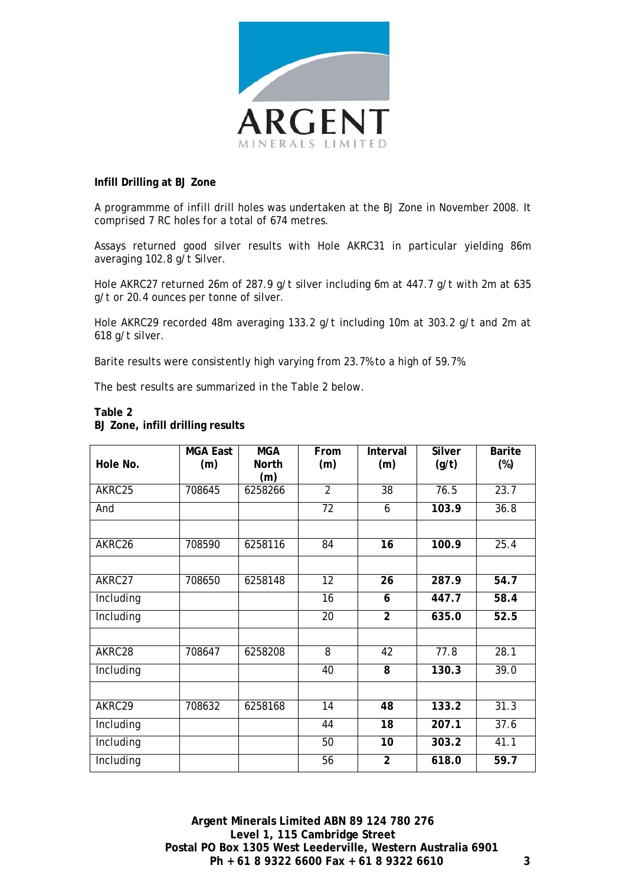**Infill Drilling at BJ Zone**

A programmme of infill drill holes was undertaken at the BJ Zone in November 2008. It comprised 7 RC holes for a total of 674 metres.

Assays returned good silver results with Hole AKRC31 in particular yielding 86m averaging 102.8 g/t Silver.

Hole AKRC27 returned 26m of 287.9 g/t silver including 6m at 447.7 g/t with 2m at 635 g/t or 20.4 ounces per tonne of silver.

Hole AKRC29 recorded 48m averaging 133.2 g/t including 10m at 303.2 g/t and 2m at 618 g/t silver.

Barite results were consistently high varying from 23.7% to a high of 59.7%

The best results are summarized in the Table 2 below.

**Table 2**
**BJ Zone, infill drilling results**

| Hole No. | MGA East (m) | MGA North (m) | From (m) | Interval (m) | Silver (g/t) | Barite (%) |
|---|---|---|---|---|---|---|
| AKRC25 | 708645 | 6258266 | 2 | 38 | 76.5 | 23.7 |
| And | | | 72 | 6 | **103.9** | 36.8 |
| | | | | | | |
| AKRC26 | 708590 | 6258116 | 84 | **16** | **100.9** | 25.4 |
| | | | | | | |
| AKRC27 | 708650 | 6258148 | 12 | **26** | **287.9** | **54.7** |
| Including | | | 16 | **6** | **447.7** | **58.4** |
| Including | | | 20 | **2** | **635.0** | 52.5 |
| | | | | | | |
| AKRC28 | 708647 | 6258208 | 8 | 42 | 77.8 | 28.1 |
| Including | | | 40 | **8** | **130.3** | 39.0 |
| | | | | | | |
| AKRC29 | 708632 | 6258168 | 14 | **48** | **133.2** | 31.3 |
| Including | | | 44 | **18** | **207.1** | 37.6 |
| Including | | | 50 | **10** | **303.2** | 41.1 |
| Including | | | 56 | **2** | **618.0** | **59.7** |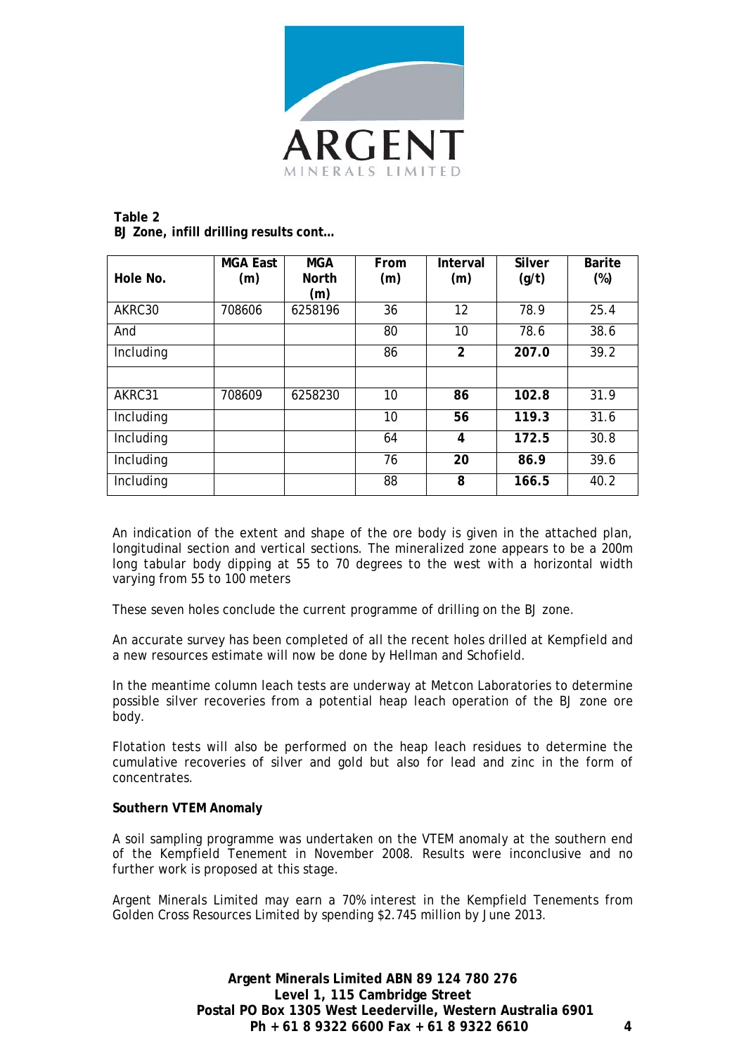**Table 2**
**BJ Zone, infill drilling results cont…**

| Hole No. | MGA East (m) | MGA North (m) | From (m) | Interval (m) | Silver (g/t) | Barite (%) |
|---|---|---|---|---|---|---|
| AKRC30 | 708606 | 6258196 | 36 | 12 | 78.9 | 25.4 |
| And | | | 80 | 10 | 78.6 | 38.6 |
| Including | | | 86 | **2** | **207.0** | 39.2 |
| | | | | | | |
| AKRC31 | 708609 | 6258230 | 10 | **86** | **102.8** | 31.9 |
| Including | | | 10 | **56** | **119.3** | 31.6 |
| Including | | | 64 | **4** | **172.5** | 30.8 |
| Including | | | 76 | **20** | **86.9** | 39.6 |
| Including | | | 88 | **8** | **166.5** | 40.2 |

An indication of the extent and shape of the ore body is given in the attached plan, longitudinal section and vertical sections. The mineralized zone appears to be a 200m long tabular body dipping at 55 to 70 degrees to the west with a horizontal width varying from 55 to 100 meters

These seven holes conclude the current programme of drilling on the BJ zone.

An accurate survey has been completed of all the recent holes drilled at Kempfield and a new resources estimate will now be done by Hellman and Schofield.

In the meantime column leach tests are underway at Metcon Laboratories to determine possible silver recoveries from a potential heap leach operation of the BJ zone ore body.

Flotation tests will also be performed on the heap leach residues to determine the cumulative recoveries of silver and gold but also for lead and zinc in the form of concentrates.

**Southern VTEM Anomaly**

A soil sampling programme was undertaken on the VTEM anomaly at the southern end of the Kempfield Tenement in November 2008. Results were inconclusive and no further work is proposed at this stage.

Argent Minerals Limited may earn a 70% interest in the Kempfield Tenements from Golden Cross Resources Limited by spending $2.745 million by June 2013.

**Argent Minerals Limited ABN 89 124 780 276**
**Level 1, 115 Cambridge Street**
**Postal PO Box 1305 West Leederville, Western Australia 6901**
**Ph + 61 8 9322 6600 Fax + 61 8 9322 6610**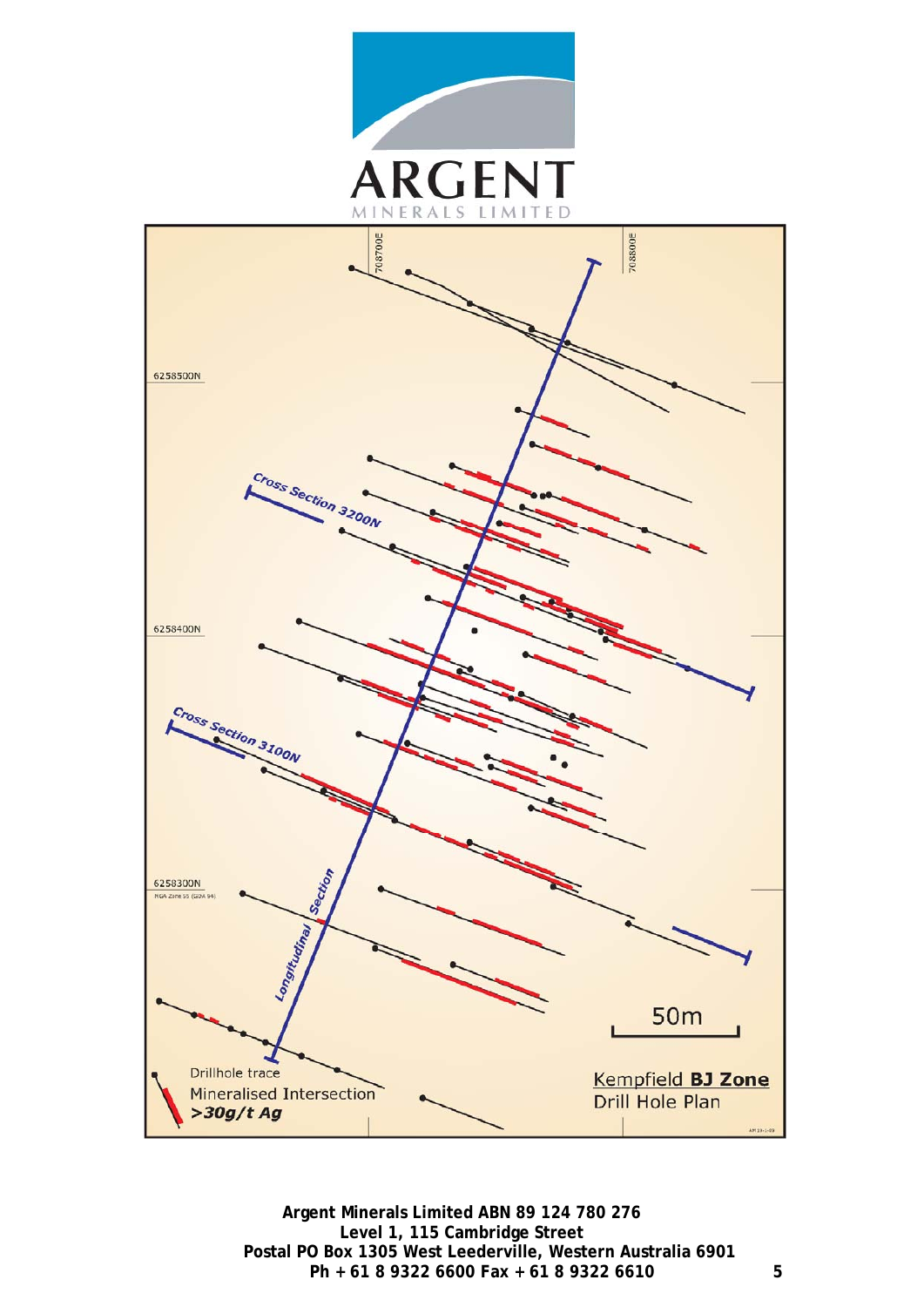**Kempfield BJ Zone**
Drill Hole Plan

Drillhole trace
Mineralised Intersection
*>30g/t Ag*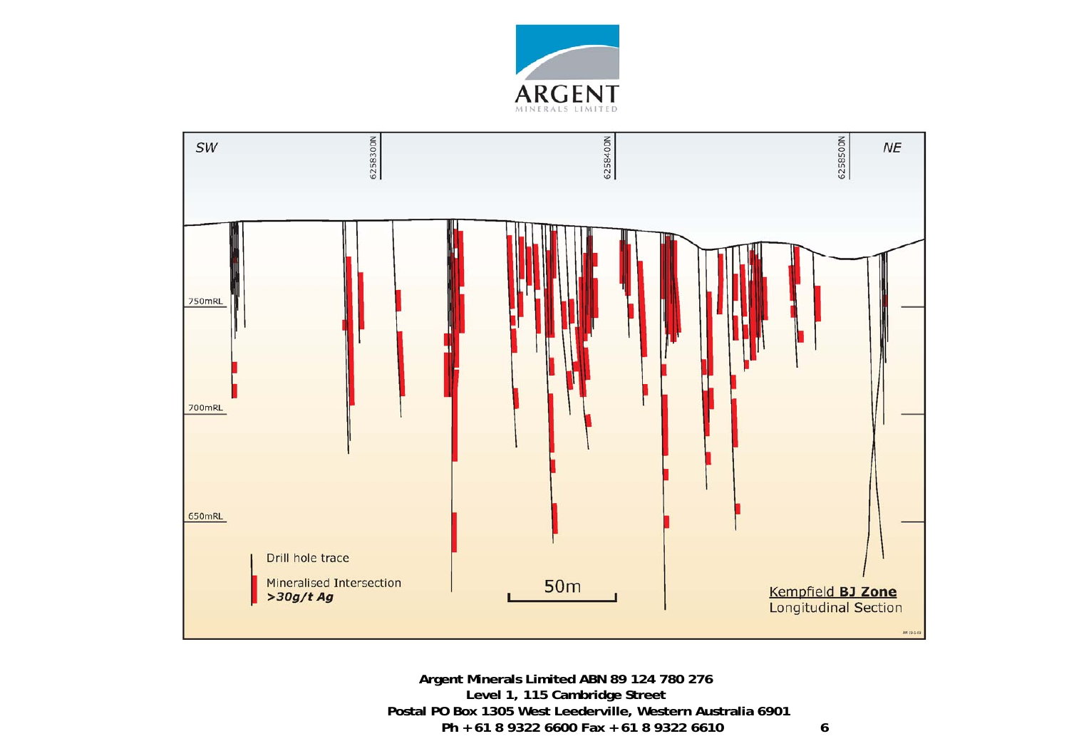ARGENT
MINERALS LIMITED

SW

6258300N

6258400N

6258500N

NE

750mRL

700mRL

650mRL

Drill hole trace

Mineralised Intersection
***>30g/t Ag***

50m

**Kempfield BJ Zone**
Longitudinal Section

**Argent Minerals Limited ABN 89 124 780 276**
**Level 1, 115 Cambridge Street**
**Postal PO Box 1305 West Leederville, Western Australia 6901**
**Ph +61 8 9322 6600 Fax +61 8 9322 6610**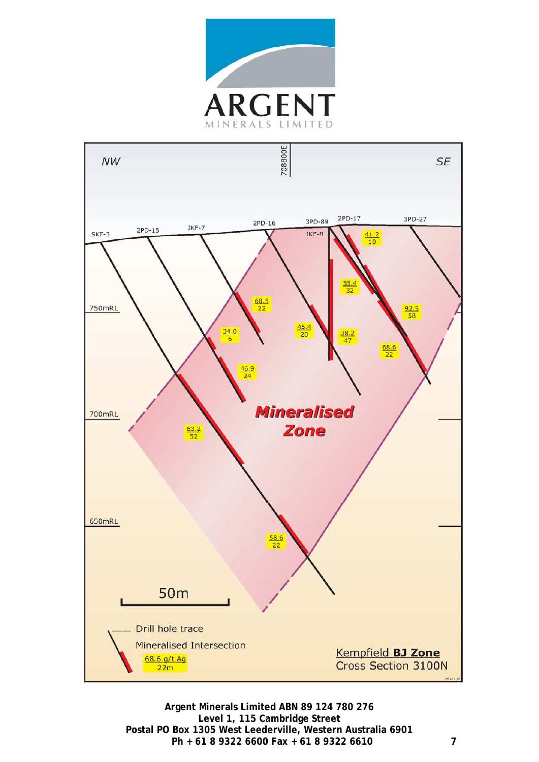**Kempfield BJ Zone**
Cross Section 3100N

NW — SE

708800E

Drill holes: SKF-3, 2PD-15, JKF-7, 2PD-16, 3PD-89, JKF-8, 2PD-17, 3PD-27

750mRL, 700mRL, 650mRL

Mineralised Zone

| g/t Ag | m |
|---|---|
| 41.2 | 10 |
| 55.4 | 32 |
| 60.5 | 22 |
| 92.5 | 58 |
| 45.4 | 20 |
| 34.0 | 6 |
| 38.2 | 47 |
| 68.6 | 22 |
| 46.9 | 24 |
| 63.2 | 52 |
| 58.6 | 22 |

50m

Drill hole trace

Mineralised Intersection

68.6 g/t Ag
22m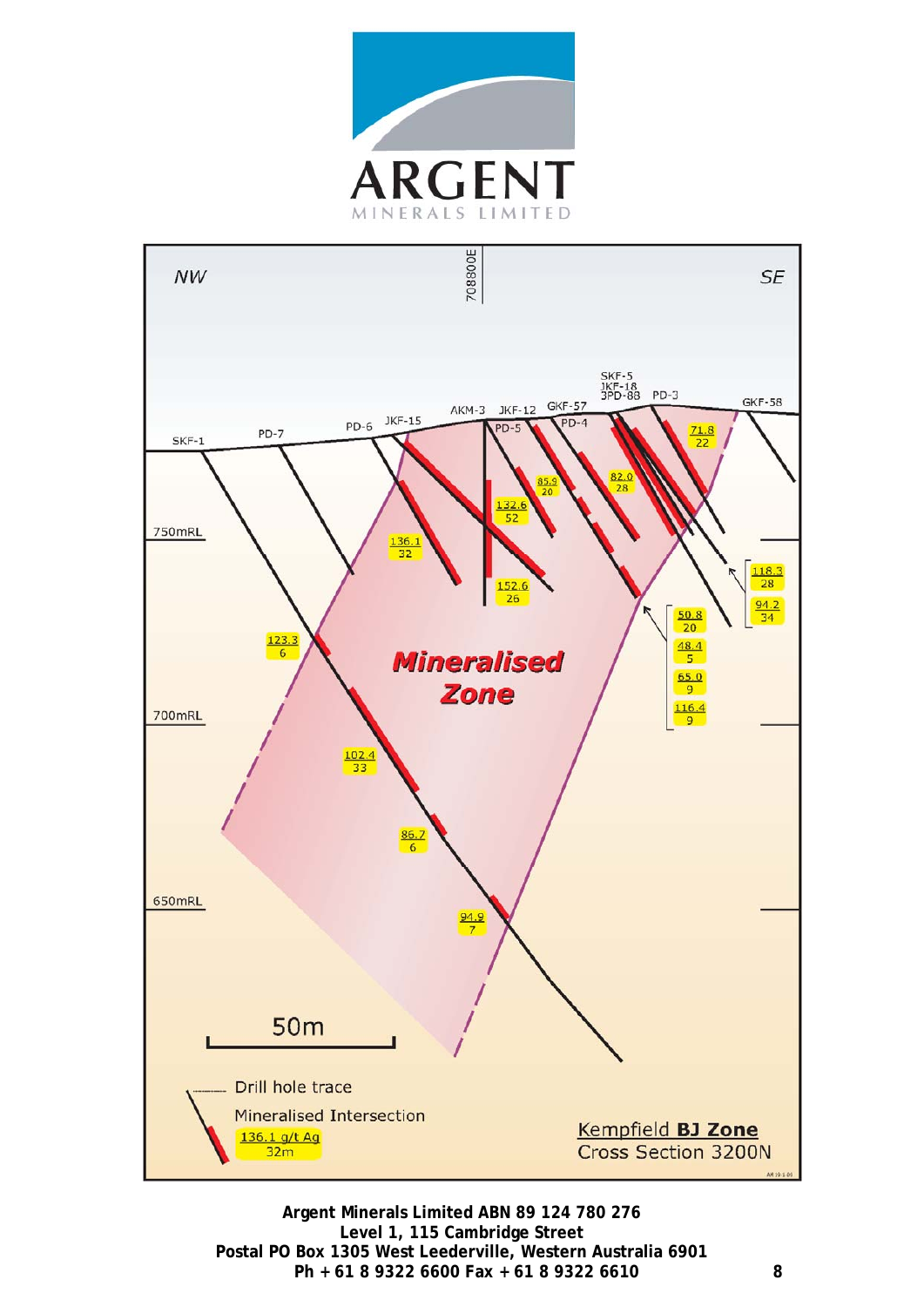Kempfield **BJ Zone**
Cross Section 3200N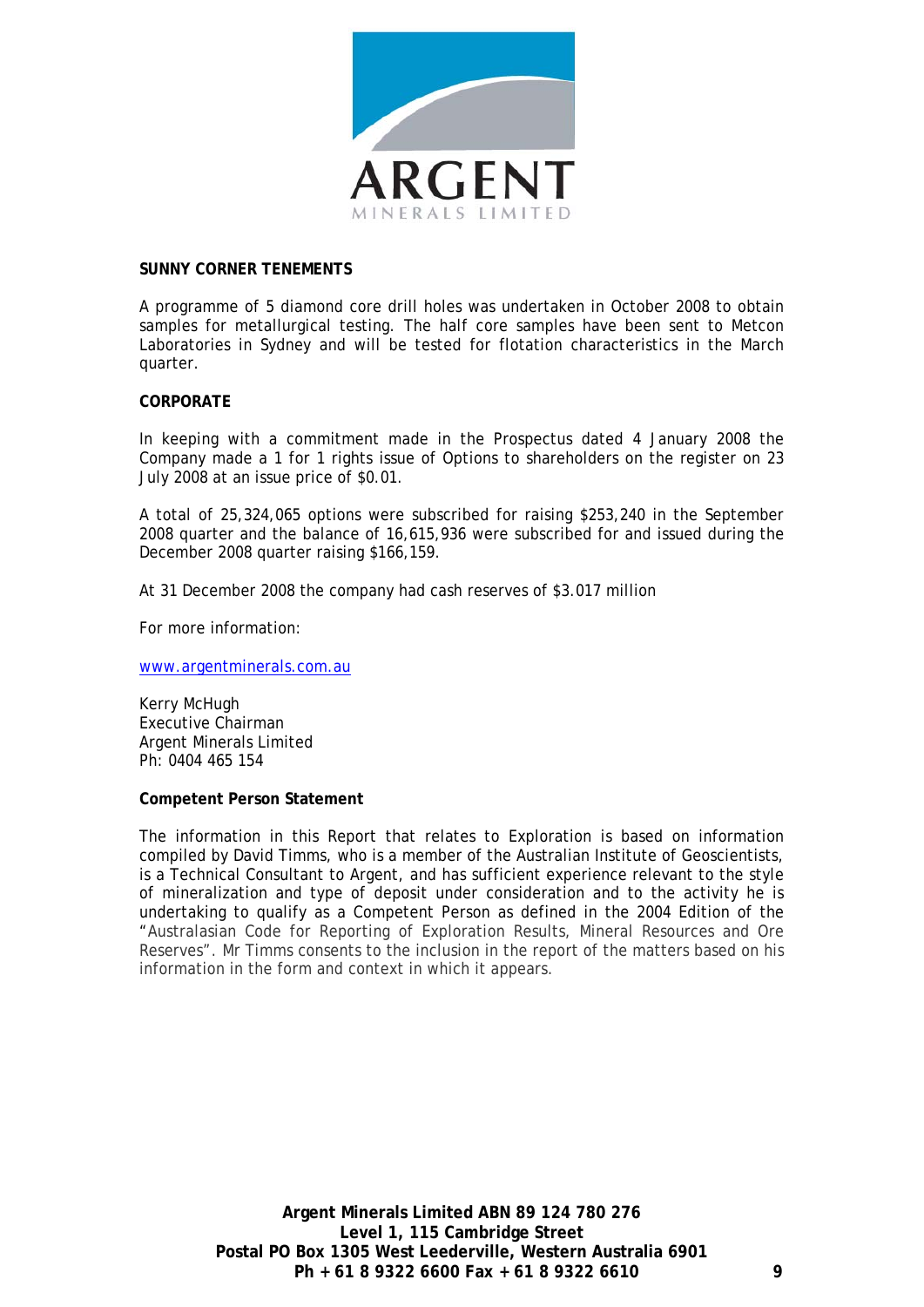## SUNNY CORNER TENEMENTS

A programme of 5 diamond core drill holes was undertaken in October 2008 to obtain samples for metallurgical testing. The half core samples have been sent to Metcon Laboratories in Sydney and will be tested for flotation characteristics in the March quarter.

## CORPORATE

In keeping with a commitment made in the Prospectus dated 4 January 2008 the Company made a 1 for 1 rights issue of Options to shareholders on the register on 23 July 2008 at an issue price of $0.01.

A total of 25,324,065 options were subscribed for raising $253,240 in the September 2008 quarter and the balance of 16,615,936 were subscribed for and issued during the December 2008 quarter raising $166,159.

At 31 December 2008 the company had cash reserves of $3.017 million

For more information:

www.argentminerals.com.au

Kerry McHugh
Executive Chairman
Argent Minerals Limited
Ph: 0404 465 154

**Competent Person Statement**

The information in this Report that relates to Exploration is based on information compiled by David Timms, who is a member of the Australian Institute of Geoscientists, is a Technical Consultant to Argent, and has sufficient experience relevant to the style of mineralization and type of deposit under consideration and to the activity he is undertaking to qualify as a Competent Person as defined in the 2004 Edition of the "Australasian Code for Reporting of Exploration Results, Mineral Resources and Ore Reserves". Mr Timms consents to the inclusion in the report of the matters based on his information in the form and context in which it appears.

**Argent Minerals Limited ABN 89 124 780 276**
**Level 1, 115 Cambridge Street**
**Postal PO Box 1305 West Leederville, Western Australia 6901**
**Ph + 61 8 9322 6600 Fax + 61 8 9322 6610**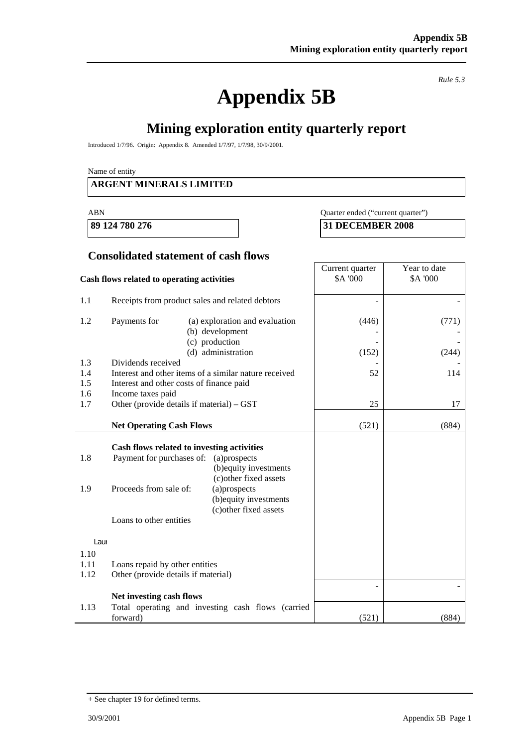*Rule 5.3*

# Appendix 5B

## Mining exploration entity quarterly report

Introduced 1/7/96. Origin: Appendix 8. Amended 1/7/97, 1/7/98, 30/9/2001.

Name of entity

**ARGENT MINERALS LIMITED**

| ABN | Quarter ended ("current quarter") |
|---|---|
| **89 124 780 276** | **31 DECEMBER 2008** |

### Consolidated statement of cash flows

| | **Cash flows related to operating activities** | Current quarter $A '000 | Year to date $A '000 |
|---|---|---|---|
| 1.1 | Receipts from product sales and related debtors | - | - |
| 1.2 | Payments for (a) exploration and evaluation | (446) | (771) |
| | (b) development | - | - |
| | (c) production | - | - |
| | (d) administration | (152) | (244) |
| 1.3 | Dividends received | - | - |
| 1.4 | Interest and other items of a similar nature received | 52 | 114 |
| 1.5 | Interest and other costs of finance paid | | |
| 1.6 | Income taxes paid | | |
| 1.7 | Other (provide details if material) – GST | 25 | 17 |
| | **Net Operating Cash Flows** | (521) | (884) |
| | **Cash flows related to investing activities** | | |
| 1.8 | Payment for purchases of: (a)prospects | | |
| | (b)equity investments | | |
| | (c)other fixed assets | | |
| 1.9 | Proceeds from sale of: (a)prospects | | |
| | (b)equity investments | | |
| | (c)other fixed assets | | |
| | Loans to other entities | | |
| | Laui | | |
| 1.10 | | | |
| 1.11 | Loans repaid by other entities | | |
| 1.12 | Other (provide details if material) | | |
| | **Net investing cash flows** | - | - |
| 1.13 | Total operating and investing cash flows (carried forward) | (521) | (884) |

+ See chapter 19 for defined terms.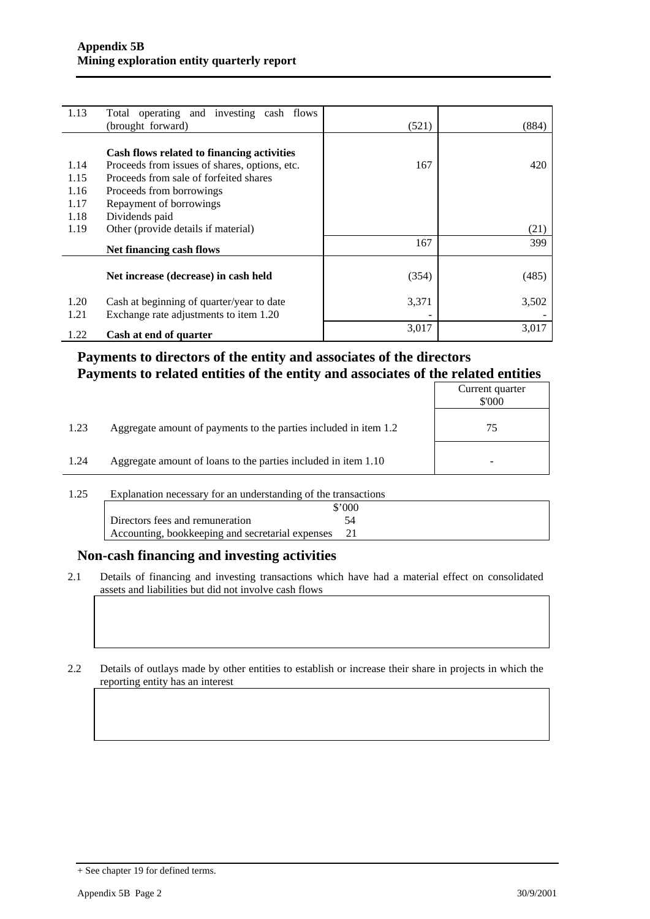| | | | |
|---|---|---|---|
| 1.13 | Total operating and investing cash flows (brought forward) | (521) | (884) |
| | **Cash flows related to financing activities** | | |
| 1.14 | Proceeds from issues of shares, options, etc. | 167 | 420 |
| 1.15 | Proceeds from sale of forfeited shares | | |
| 1.16 | Proceeds from borrowings | | |
| 1.17 | Repayment of borrowings | | |
| 1.18 | Dividends paid | | |
| 1.19 | Other (provide details if material) | | (21) |
| | **Net financing cash flows** | 167 | 399 |
| | **Net increase (decrease) in cash held** | (354) | (485) |
| 1.20 | Cash at beginning of quarter/year to date | 3,371 | 3,502 |
| 1.21 | Exchange rate adjustments to item 1.20 | - | - |
| 1.22 | **Cash at end of quarter** | 3,017 | 3,017 |

## Payments to directors of the entity and associates of the directors
## Payments to related entities of the entity and associates of the related entities

| | | Current quarter $'000 |
|---|---|---|
| 1.23 | Aggregate amount of payments to the parties included in item 1.2 | 75 |
| 1.24 | Aggregate amount of loans to the parties included in item 1.10 | - |

1.25 Explanation necessary for an understanding of the transactions

| | $'000 |
|---|---|
| Directors fees and remuneration | 54 |
| Accounting, bookkeeping and secretarial expenses | 21 |

## Non-cash financing and investing activities

2.1 Details of financing and investing transactions which have had a material effect on consolidated assets and liabilities but did not involve cash flows

2.2 Details of outlays made by other entities to establish or increase their share in projects in which the reporting entity has an interest

+ See chapter 19 for defined terms.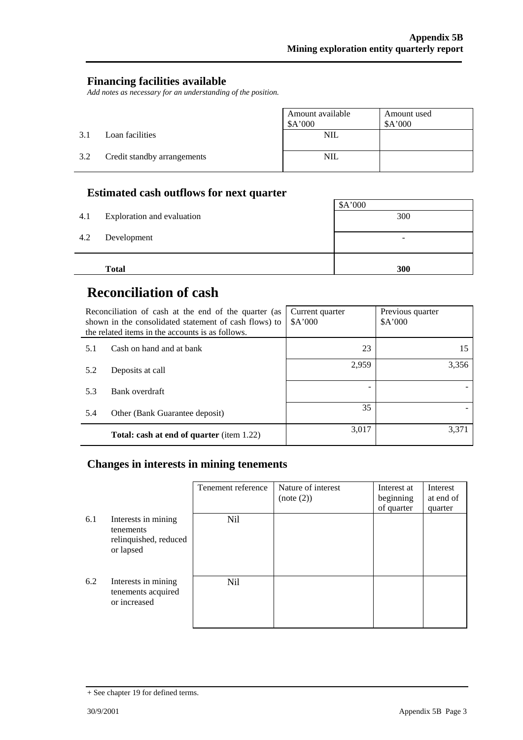## Financing facilities available

*Add notes as necessary for an understanding of the position.*

| | | Amount available $A'000 | Amount used $A'000 |
|---|---|---|---|
| 3.1 | Loan facilities | NIL | |
| 3.2 | Credit standby arrangements | NIL | |

## Estimated cash outflows for next quarter

| | | $A'000 |
|---|---|---|
| 4.1 | Exploration and evaluation | 300 |
| 4.2 | Development | - |
| | **Total** | **300** |

# Reconciliation of cash

| Reconciliation of cash at the end of the quarter (as shown in the consolidated statement of cash flows) to the related items in the accounts is as follows. | | Current quarter $A'000 | Previous quarter $A'000 |
|---|---|---|---|
| 5.1 | Cash on hand and at bank | 23 | 15 |
| 5.2 | Deposits at call | 2,959 | 3,356 |
| 5.3 | Bank overdraft | - | - |
| 5.4 | Other (Bank Guarantee deposit) | 35 | - |
| | **Total: cash at end of quarter** (item 1.22) | 3,017 | 3,371 |

## Changes in interests in mining tenements

| | | Tenement reference | Nature of interest (note (2)) | Interest at beginning of quarter | Interest at end of quarter |
|---|---|---|---|---|---|
| 6.1 | Interests in mining tenements relinquished, reduced or lapsed | Nil | | | |
| 6.2 | Interests in mining tenements acquired or increased | Nil | | | |

+ See chapter 19 for defined terms.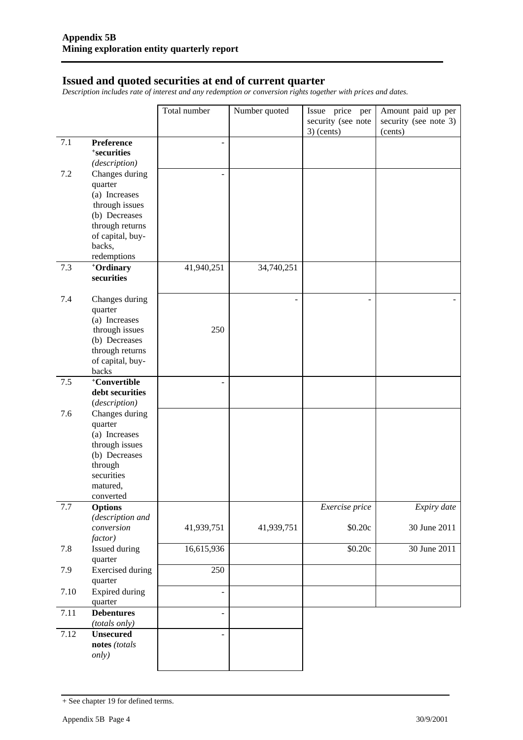**Appendix 5B**
**Mining exploration entity quarterly report**

## Issued and quoted securities at end of current quarter

*Description includes rate of interest and any redemption or conversion rights together with prices and dates.*

| | | Total number | Number quoted | Issue price per security (see note 3) (cents) | Amount paid up per security (see note 3) (cents) |
|---|---|---|---|---|---|
| 7.1 | **Preference +securities** *(description)* | - | | | |
| 7.2 | Changes during quarter (a) Increases through issues (b) Decreases through returns of capital, buy-backs, redemptions | - | | | |
| 7.3 | **+Ordinary securities** | 41,940,251 | 34,740,251 | | |
| 7.4 | Changes during quarter (a) Increases through issues (b) Decreases through returns of capital, buy-backs | 250 | - | - | - |
| 7.5 | **+Convertible debt securities** *(description)* | - | | | |
| 7.6 | Changes during quarter (a) Increases through issues (b) Decreases through securities matured, converted | | | | |
| 7.7 | **Options** *(description and conversion factor)* | 41,939,751 | 41,939,751 | *Exercise price* $0.20c | *Expiry date* 30 June 2011 |
| 7.8 | Issued during quarter | 16,615,936 | | $0.20c | 30 June 2011 |
| 7.9 | Exercised during quarter | 250 | | | |
| 7.10 | Expired during quarter | - | | | |
| 7.11 | **Debentures** *(totals only)* | - | | | |
| 7.12 | **Unsecured notes** *(totals only)* | - | | | |

+ See chapter 19 for defined terms.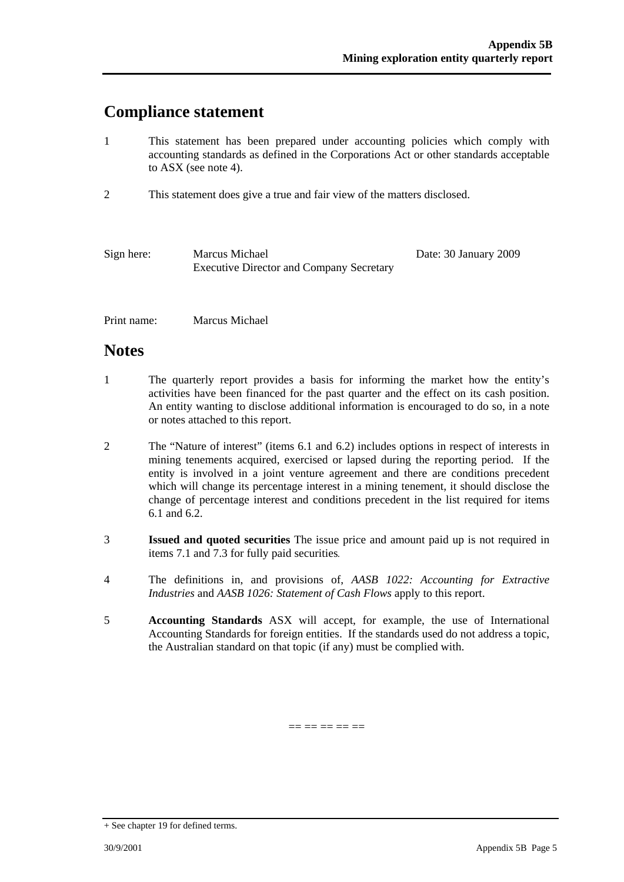## Compliance statement

1 This statement has been prepared under accounting policies which comply with accounting standards as defined in the Corporations Act or other standards acceptable to ASX (see note 4).

2 This statement does give a true and fair view of the matters disclosed.

Sign here: Marcus Michael Date: 30 January 2009
Executive Director and Company Secretary

Print name: Marcus Michael

## Notes

1 The quarterly report provides a basis for informing the market how the entity's activities have been financed for the past quarter and the effect on its cash position. An entity wanting to disclose additional information is encouraged to do so, in a note or notes attached to this report.

2 The "Nature of interest" (items 6.1 and 6.2) includes options in respect of interests in mining tenements acquired, exercised or lapsed during the reporting period. If the entity is involved in a joint venture agreement and there are conditions precedent which will change its percentage interest in a mining tenement, it should disclose the change of percentage interest and conditions precedent in the list required for items 6.1 and 6.2.

3 **Issued and quoted securities** The issue price and amount paid up is not required in items 7.1 and 7.3 for fully paid securities.

4 The definitions in, and provisions of, *AASB 1022: Accounting for Extractive Industries* and *AASB 1026: Statement of Cash Flows* apply to this report.

5 **Accounting Standards** ASX will accept, for example, the use of International Accounting Standards for foreign entities. If the standards used do not address a topic, the Australian standard on that topic (if any) must be complied with.

== == == == ==

+ See chapter 19 for defined terms.